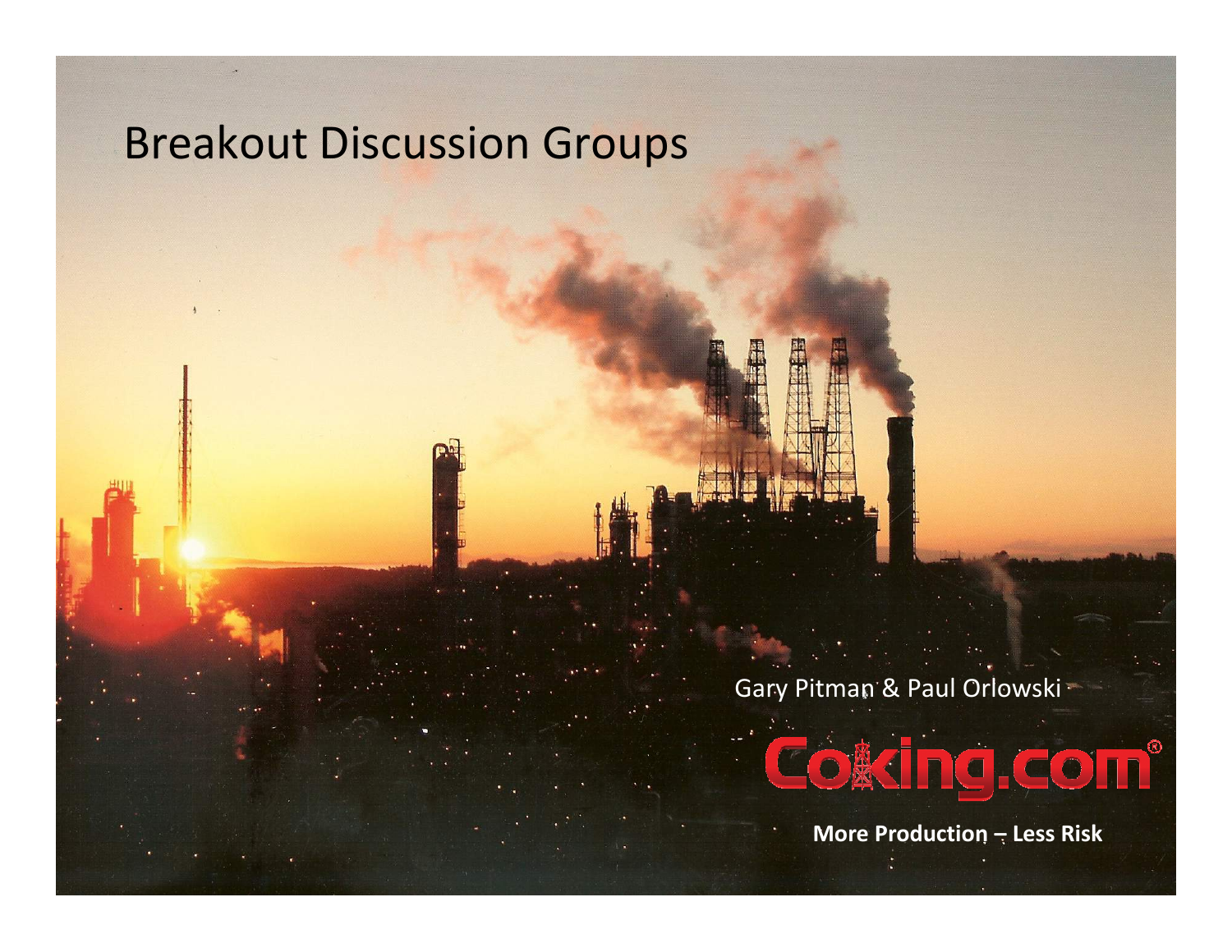# Breakout Discussion Groups

Gary Pitman & Paul Orlowski

Coking.com®

**More Production – Less Risk**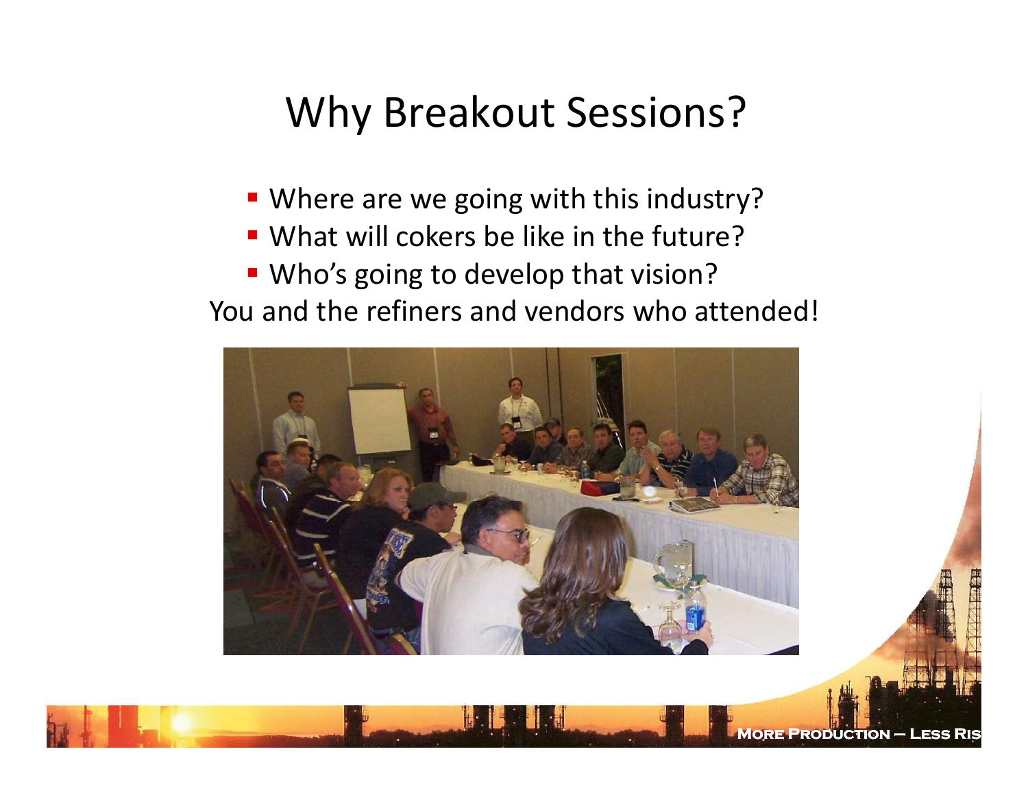# Why Breakout Sessions?

- Where are we going with this industry?
- What will cokers be like in the future?
- Who's going to develop that vision?

You and the refiners and vendors who attended!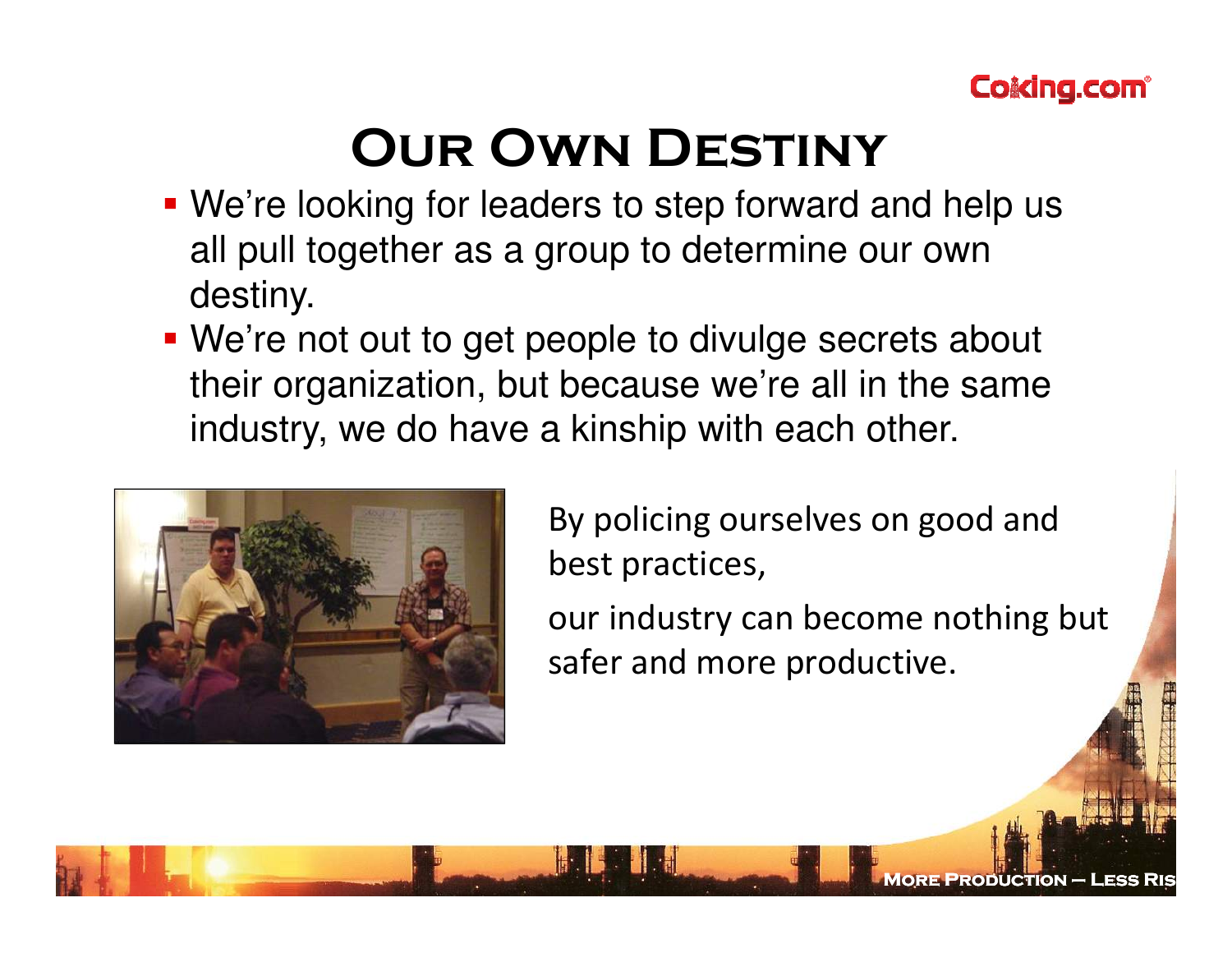# Our Own Destiny

- We're looking for leaders to step forward and help us all pull together as a group to determine our own destiny.
- We're not out to get people to divulge secrets about their organization, but because we're all in the same industry, we do have a kinship with each other.

By policing ourselves on good and best practices,

our industry can become nothing but safer and more productive.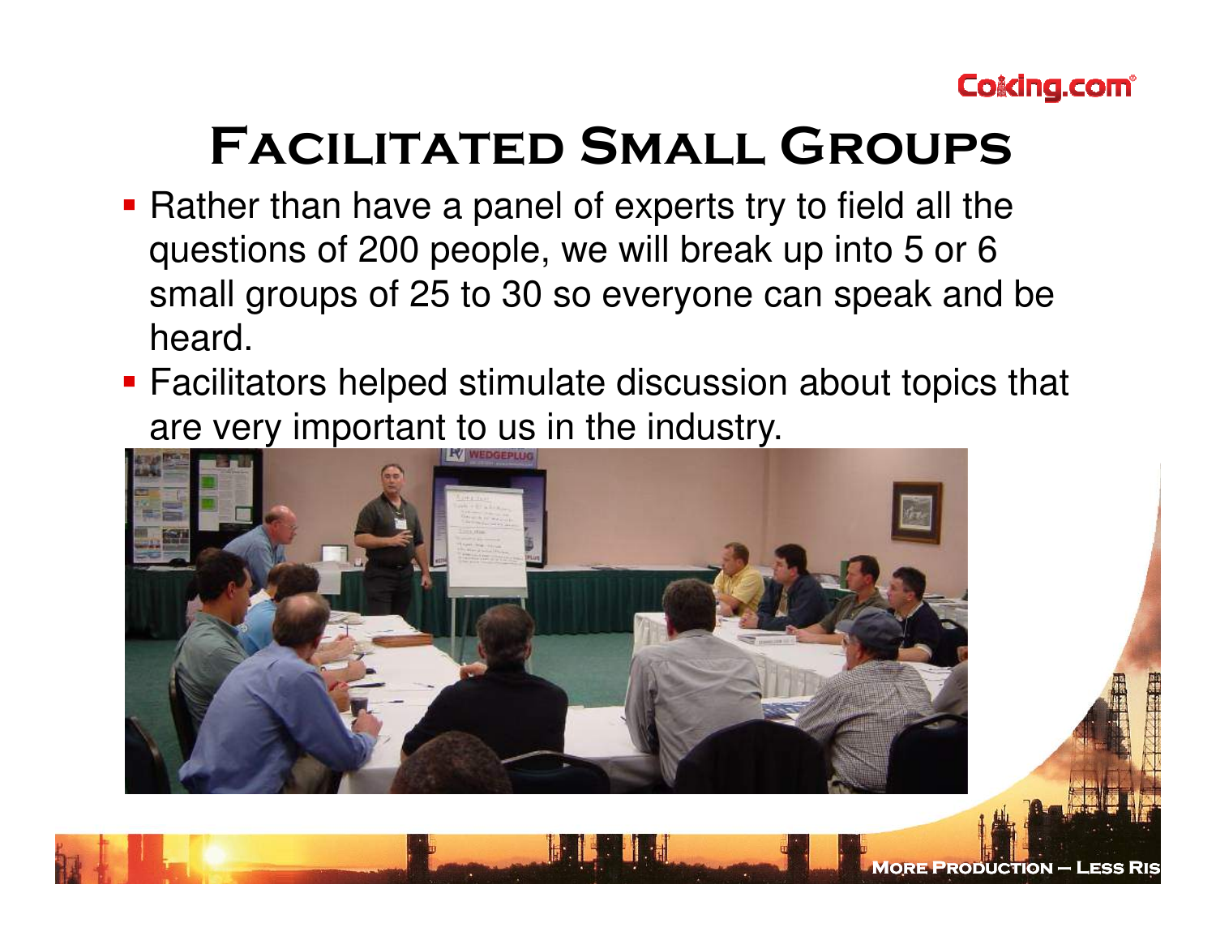# Facilitated Small Groups

- Rather than have a panel of experts try to field all the questions of 200 people, we will break up into 5 or 6 small groups of 25 to 30 so everyone can speak and be heard.
- Facilitators helped stimulate discussion about topics that are very important to us in the industry.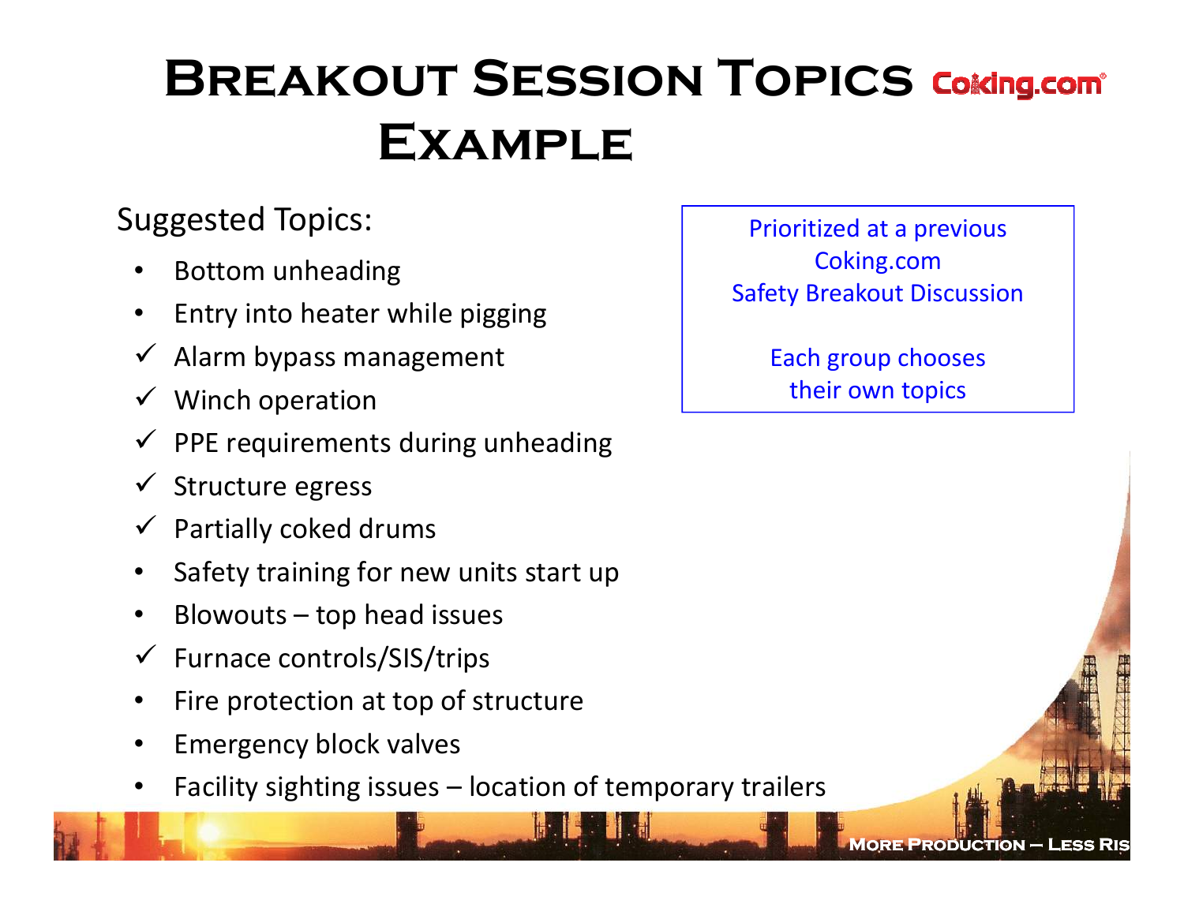# Breakout Session Topics Example

Suggested Topics:

- Bottom unheading
- Entry into heater while pigging
- ✓ Alarm bypass management
- ✓ Winch operation
- ✓ PPE requirements during unheading
- ✓ Structure egress
- ✓ Partially coked drums
- Safety training for new units start up
- Blowouts – top head issues
- ✓ Furnace controls/SIS/trips
- Fire protection at top of structure
- Emergency block valves
- Facility sighting issues – location of temporary trailers

Prioritized at a previous Coking.com Safety Breakout Discussion

Each group chooses their own topics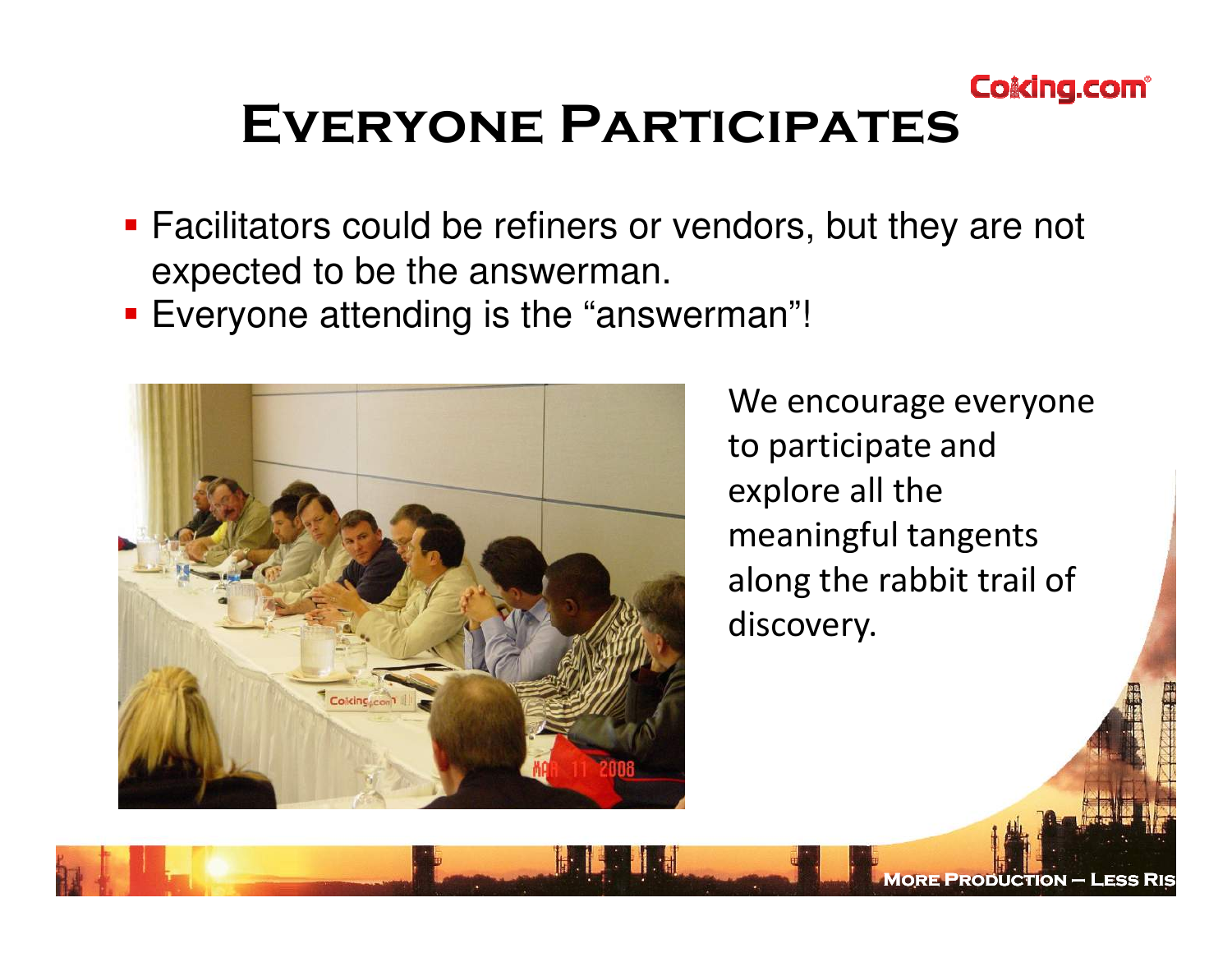# Everyone Participates

- Facilitators could be refiners or vendors, but they are not expected to be the answerman.
- Everyone attending is the "answerman"!

We encourage everyone to participate and explore all the meaningful tangents along the rabbit trail of discovery.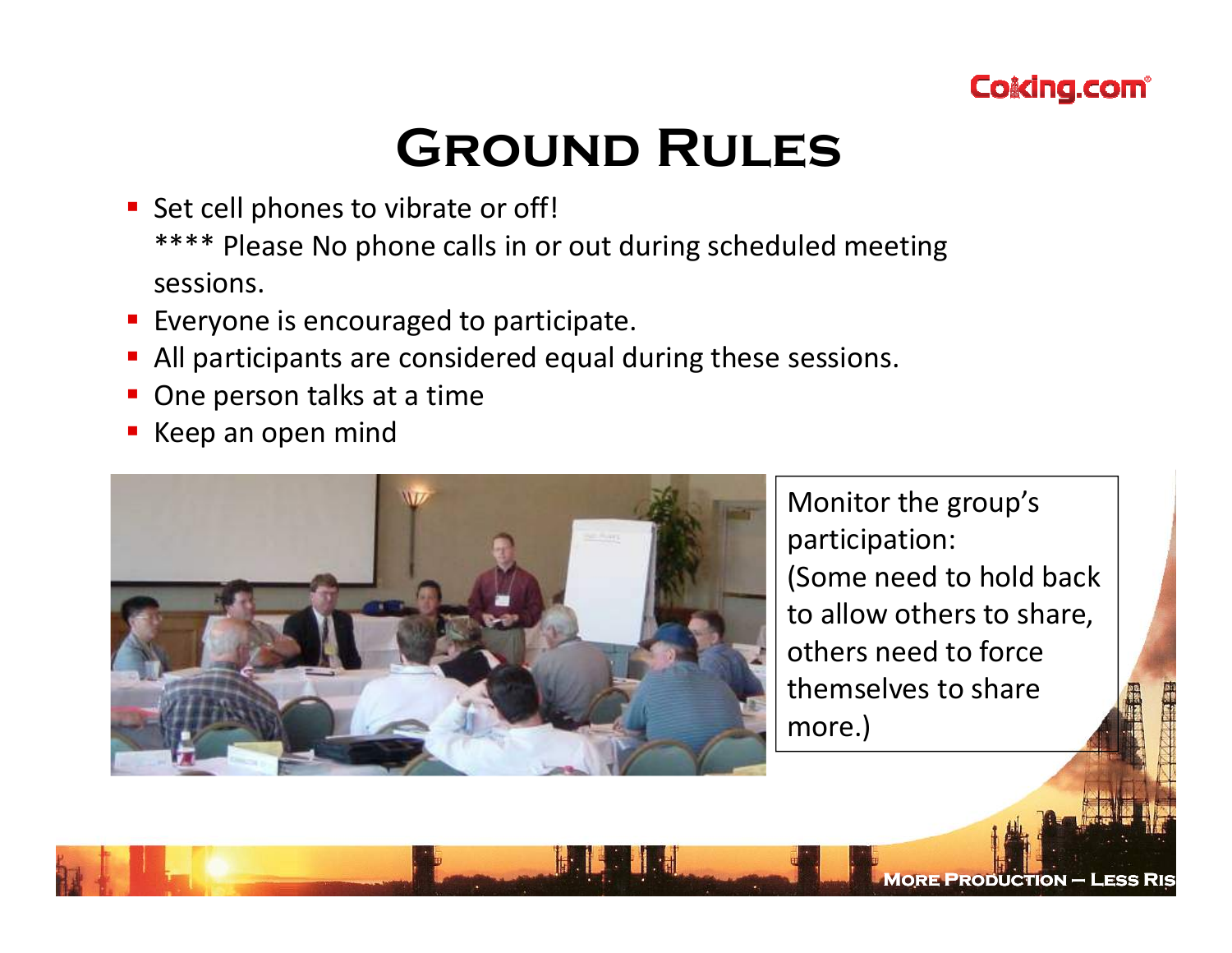# Ground Rules

- Set cell phones to vibrate or off!
  **** Please No phone calls in or out during scheduled meeting sessions.
- Everyone is encouraged to participate.
- All participants are considered equal during these sessions.
- One person talks at a time
- Keep an open mind

Monitor the group's participation:
(Some need to hold back to allow others to share, others need to force themselves to share more.)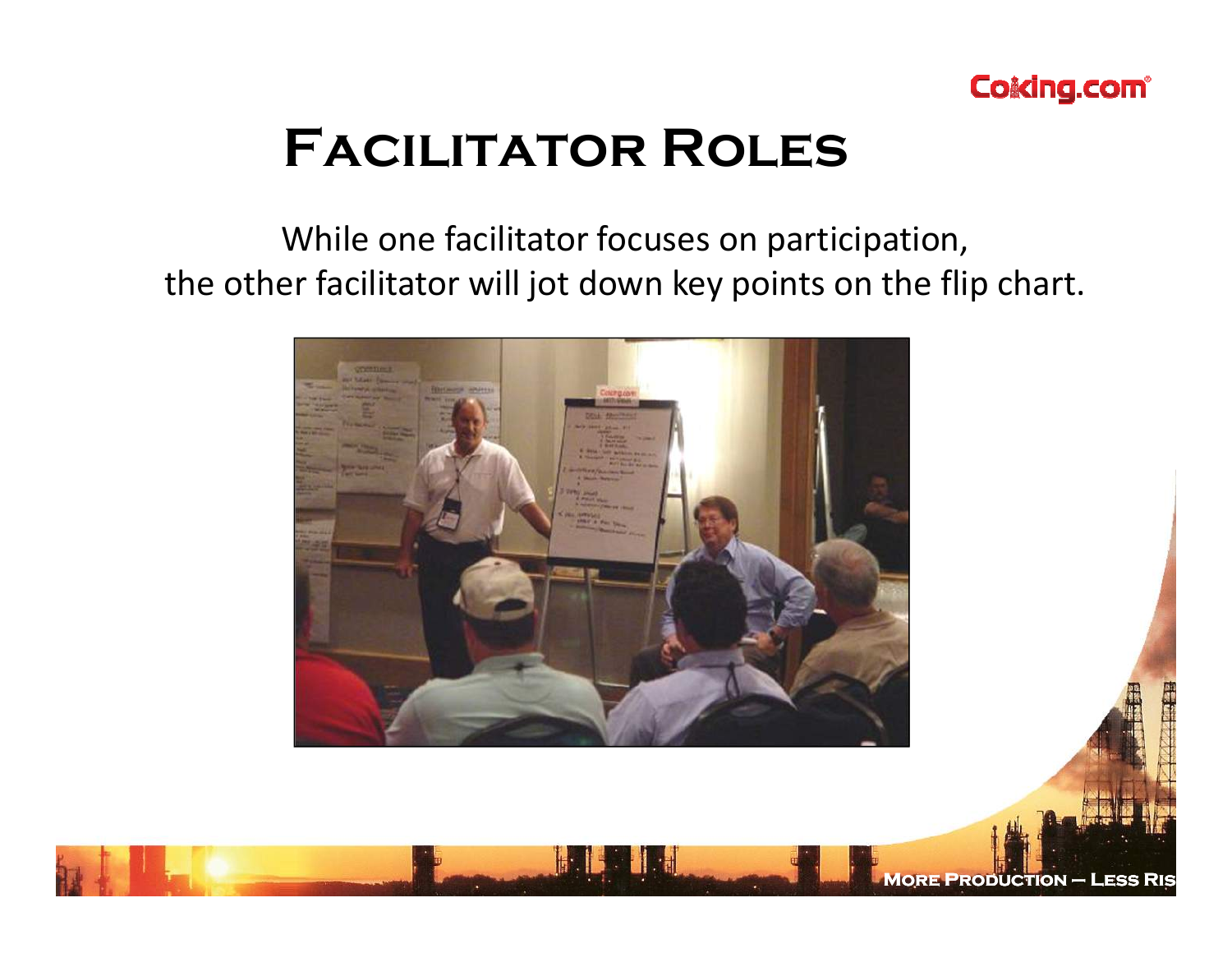# Facilitator Roles

While one facilitator focuses on participation, the other facilitator will jot down key points on the flip chart.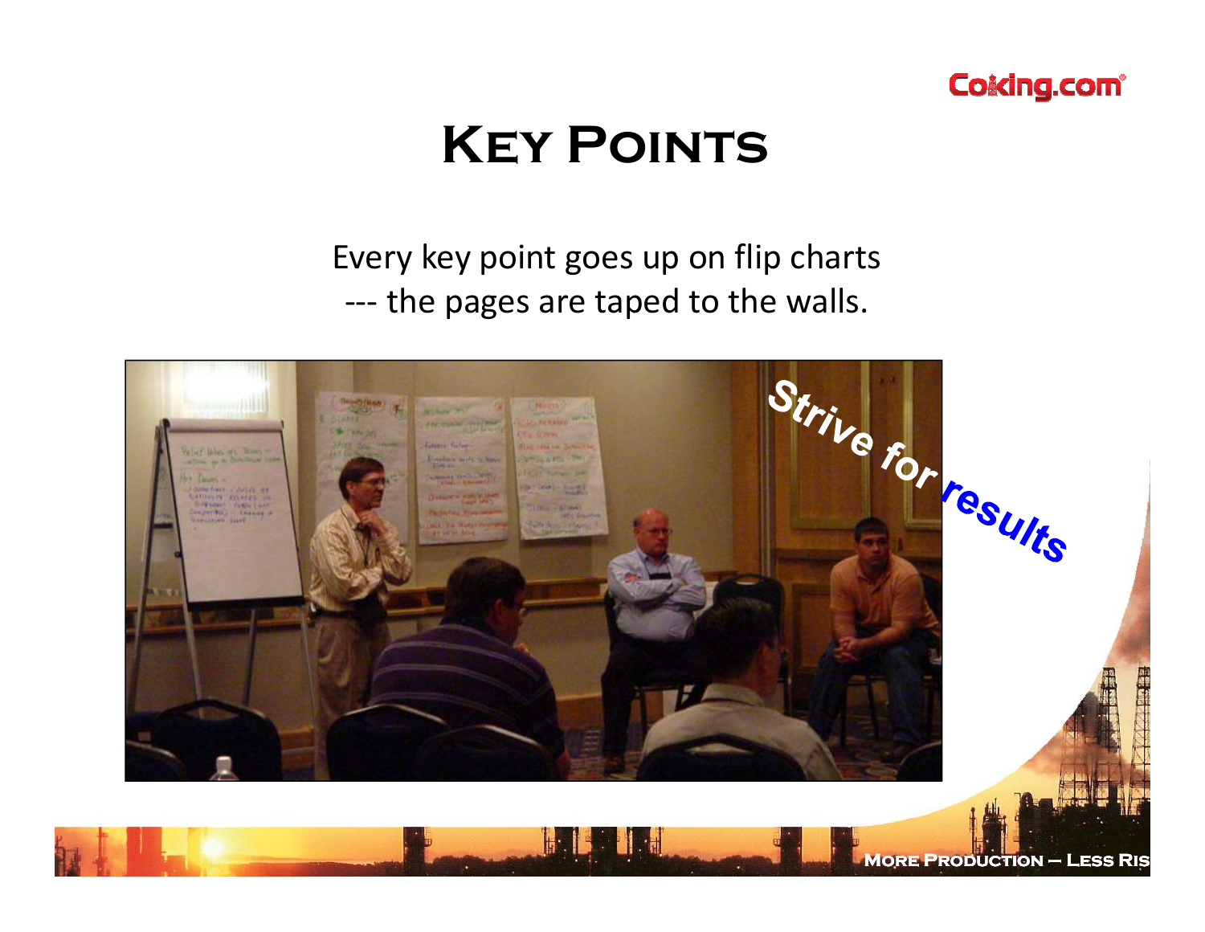# Key Points

Every key point goes up on flip charts
--- the pages are taped to the walls.

Strive for results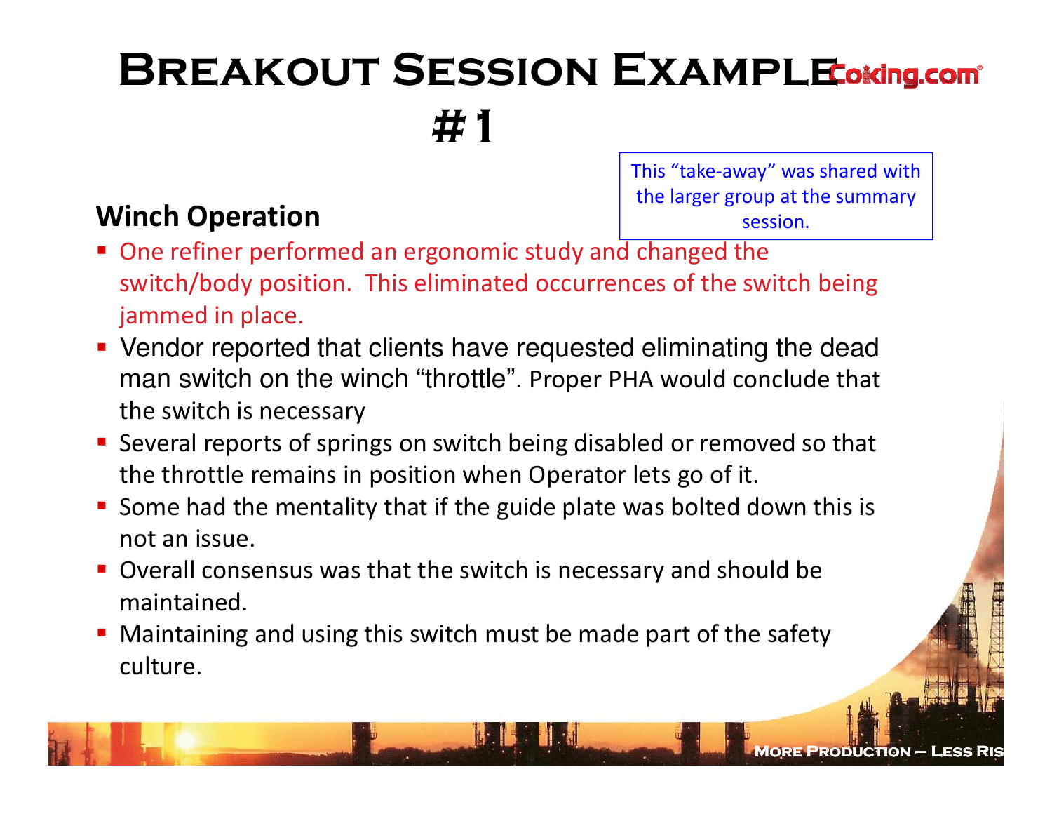# Breakout Session Example #1

This "take-away" was shared with the larger group at the summary session.

## Winch Operation

- One refiner performed an ergonomic study and changed the switch/body position. This eliminated occurrences of the switch being jammed in place.
- Vendor reported that clients have requested eliminating the dead man switch on the winch "throttle". Proper PHA would conclude that the switch is necessary
- Several reports of springs on switch being disabled or removed so that the throttle remains in position when Operator lets go of it.
- Some had the mentality that if the guide plate was bolted down this is not an issue.
- Overall consensus was that the switch is necessary and should be maintained.
- Maintaining and using this switch must be made part of the safety culture.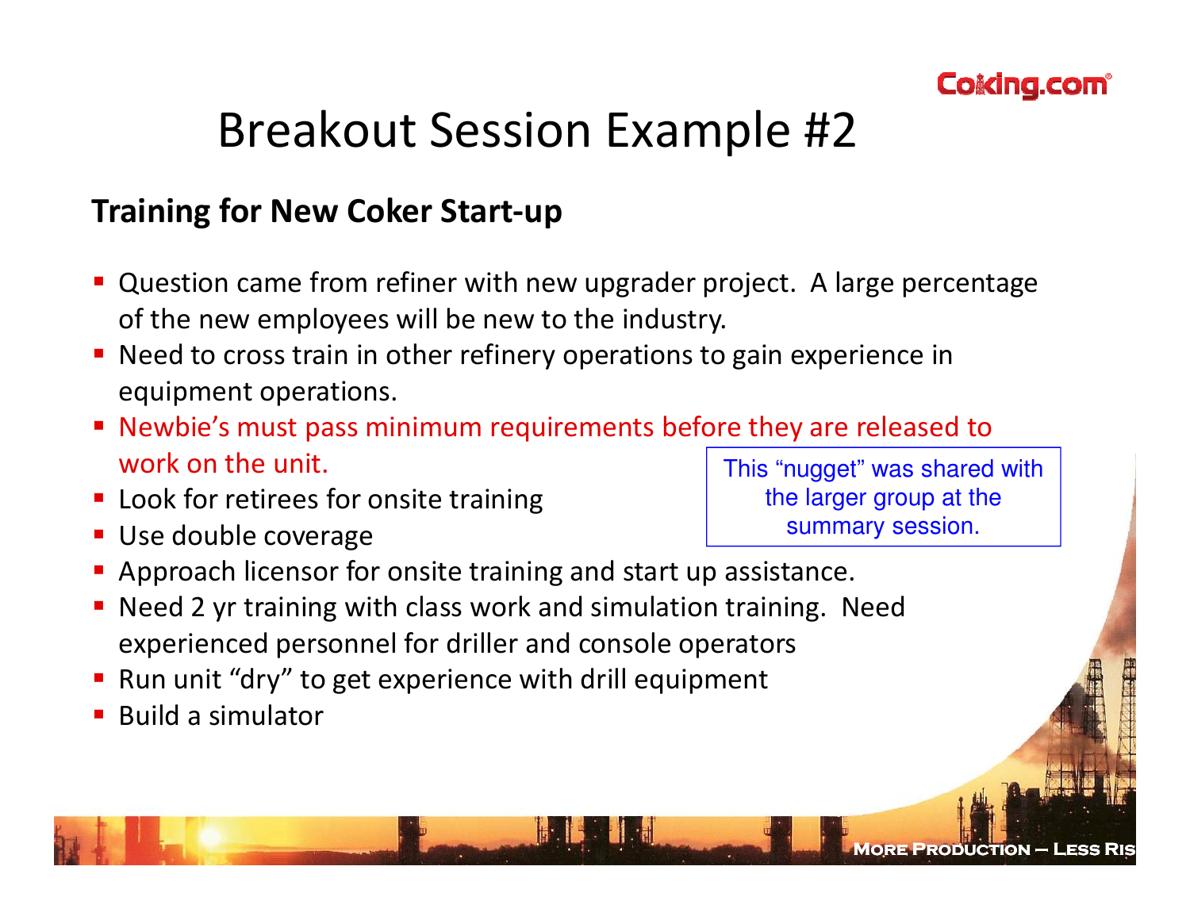# Breakout Session Example #2

**Training for New Coker Start-up**

- Question came from refiner with new upgrader project. A large percentage of the new employees will be new to the industry.
- Need to cross train in other refinery operations to gain experience in equipment operations.
- Newbie's must pass minimum requirements before they are released to work on the unit.
- Look for retirees for onsite training
- Use double coverage
- Approach licensor for onsite training and start up assistance.
- Need 2 yr training with class work and simulation training. Need experienced personnel for driller and console operators
- Run unit "dry" to get experience with drill equipment
- Build a simulator

This "nugget" was shared with the larger group at the summary session.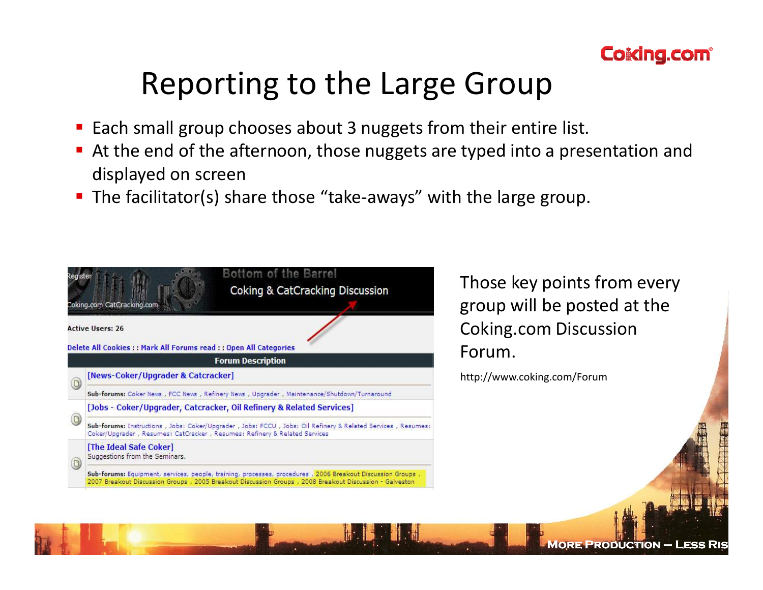# Reporting to the Large Group

- Each small group chooses about 3 nuggets from their entire list.
- At the end of the afternoon, those nuggets are typed into a presentation and displayed on screen
- The facilitator(s) share those "take-aways" with the large group.

Those key points from every group will be posted at the Coking.com Discussion Forum.

http://www.coking.com/Forum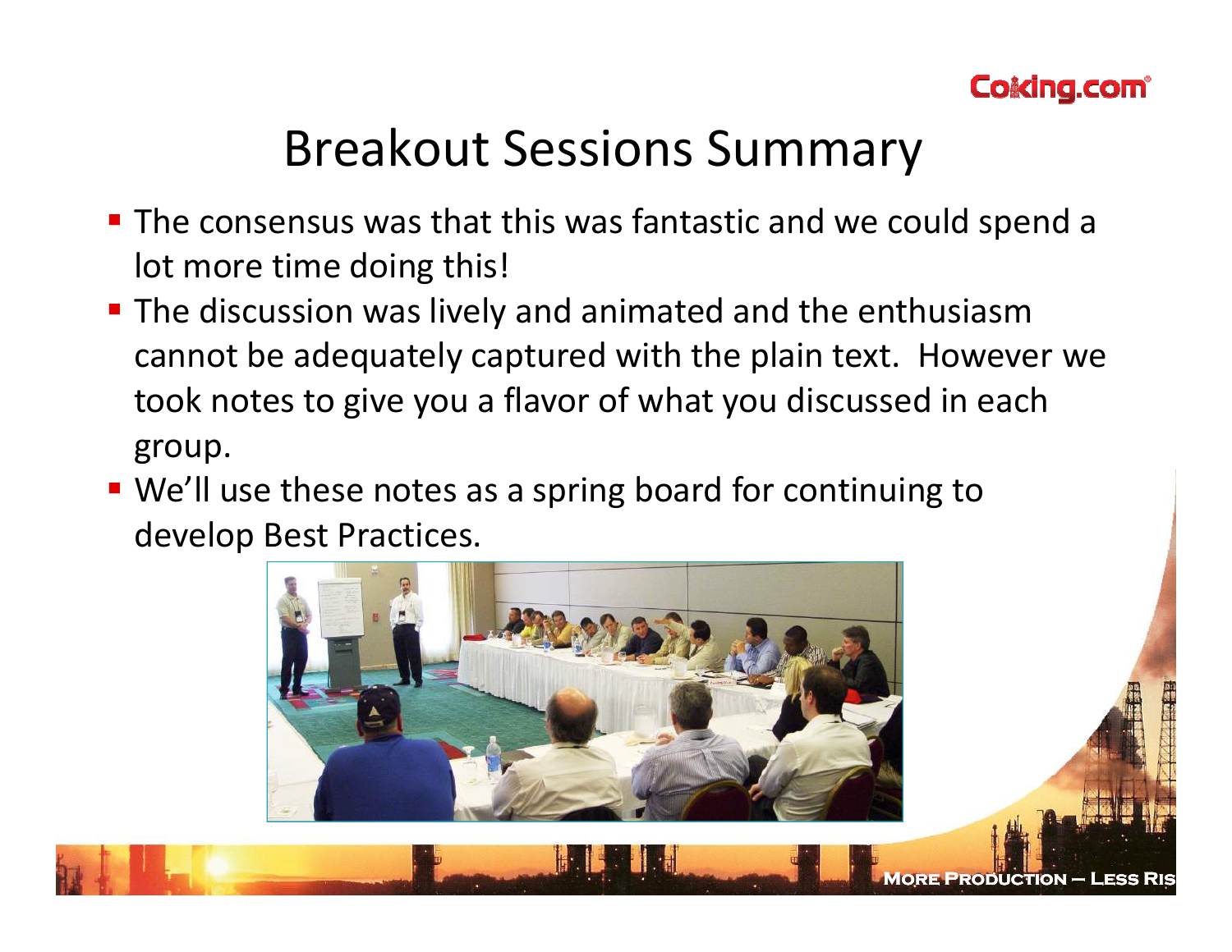# Breakout Sessions Summary

- The consensus was that this was fantastic and we could spend a lot more time doing this!
- The discussion was lively and animated and the enthusiasm cannot be adequately captured with the plain text. However we took notes to give you a flavor of what you discussed in each group.
- We'll use these notes as a spring board for continuing to develop Best Practices.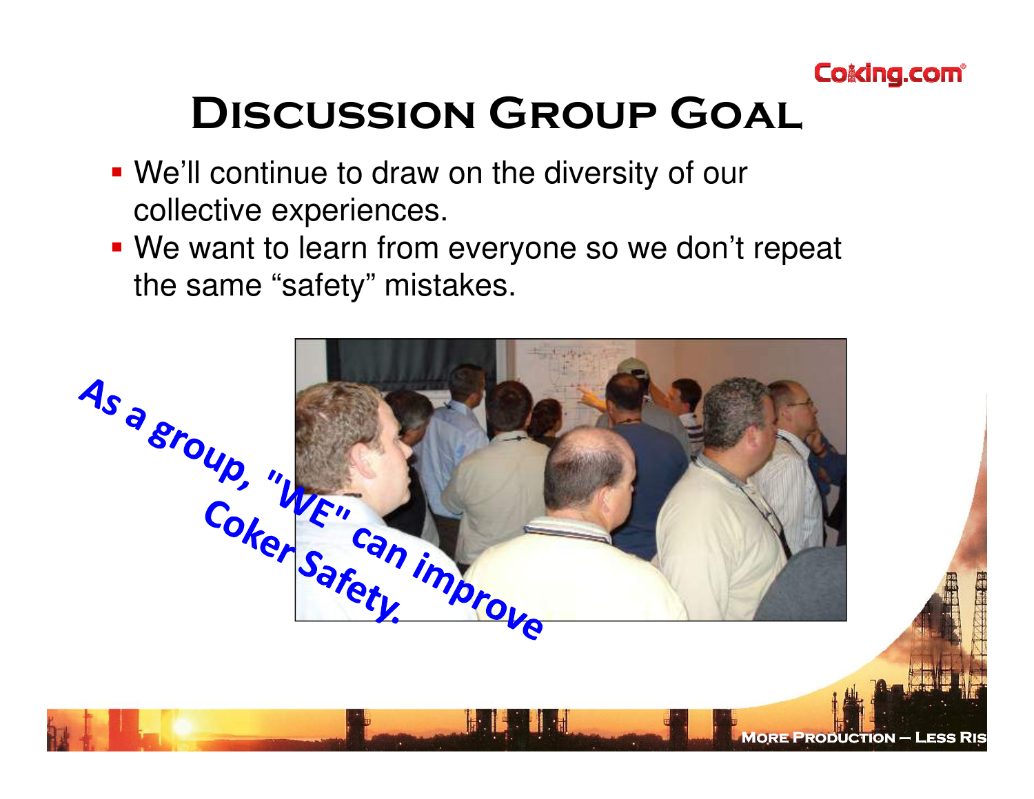# Discussion Group Goal

- We'll continue to draw on the diversity of our collective experiences.
- We want to learn from everyone so we don't repeat the same "safety" mistakes.

As a group, "WE" can improve Coker Safety.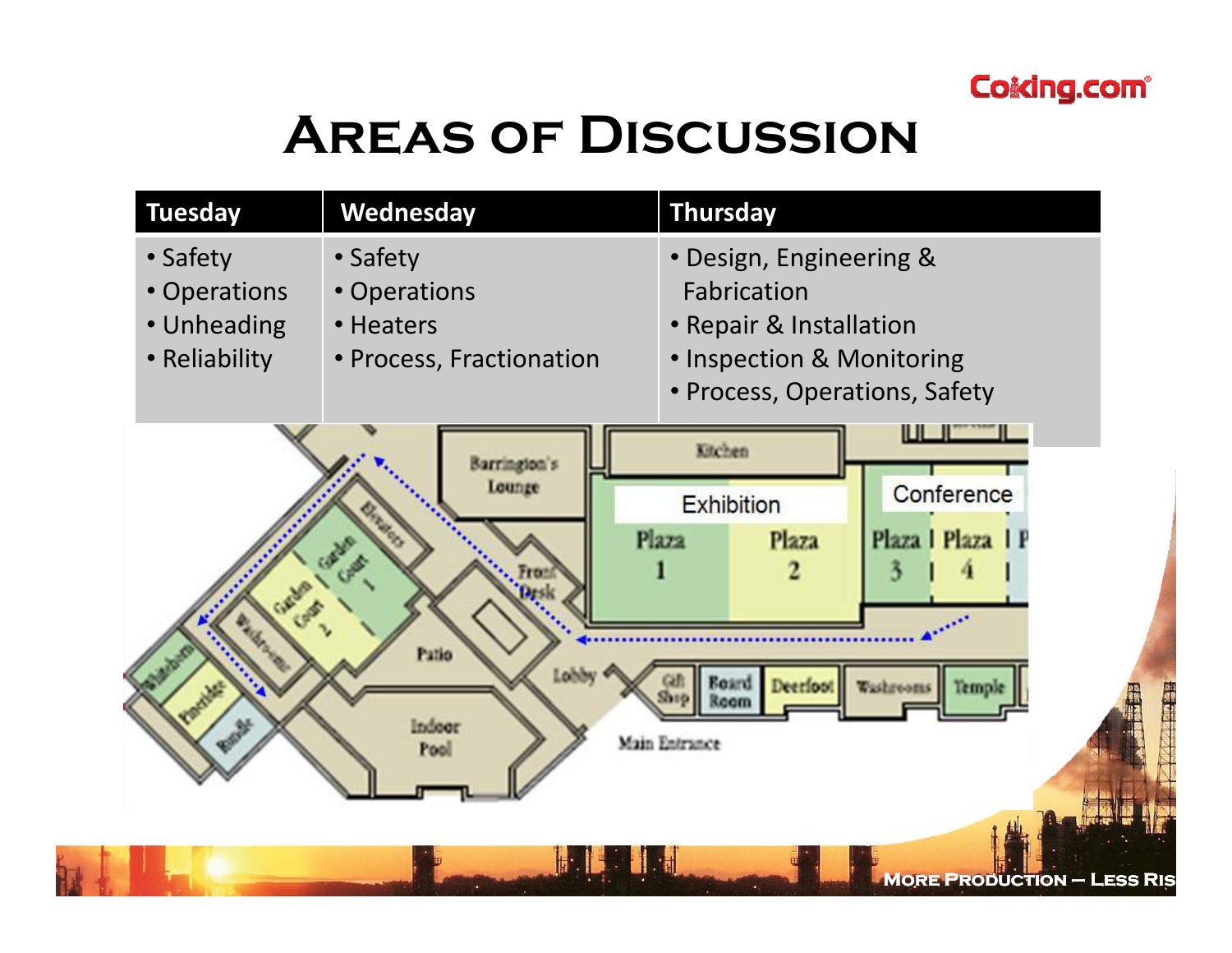# Areas of Discussion

| Tuesday | Wednesday | Thursday |
|---|---|---|
| • Safety<br>• Operations<br>• Unheading<br>• Reliability | • Safety<br>• Operations<br>• Heaters<br>• Process, Fractionation | • Design, Engineering & Fabrication<br>• Repair & Installation<br>• Inspection & Monitoring<br>• Process, Operations, Safety |

Exhibition

Conference

Plaza 1

Plaza 2

Plaza 3

Plaza 4

Kitchen

Barrington's Lounge

Elevators

Garden Court 1

Garden Court 2

Washrooms

Whitehorn

Pineridge

Rundle

Front Desk

Patio

Lobby

Indoor Pool

Gift Shop

Board Room

Deerfoot

Washrooms

Temple

Main Entrance